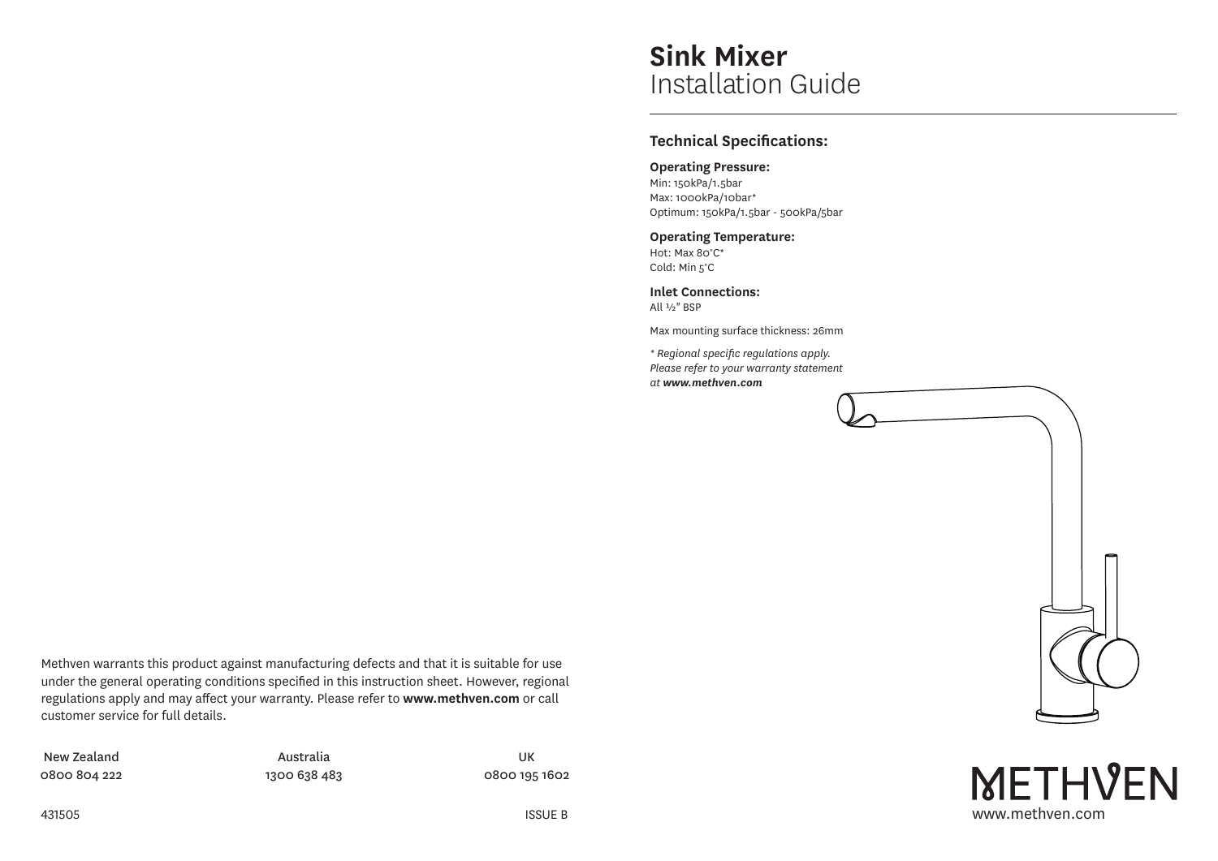# Sink Mixer

Installation Guide

## Technical Specifications:

**Operating Pressure:**
Min: 150kPa/1.5bar
Max: 1000kPa/10bar*
Optimum: 150kPa/1.5bar - 500kPa/5bar

**Operating Temperature:**
Hot: Max 80°C*
Cold: Min 5°C

**Inlet Connections:**
All ½" BSP

Max mounting surface thickness: 26mm

*\* Regional specific regulations apply. Please refer to your warranty statement at **www.methven.com***

Methven warrants this product against manufacturing defects and that it is suitable for use under the general operating conditions specified in this instruction sheet. However, regional regulations apply and may affect your warranty. Please refer to **www.methven.com** or call customer service for full details.

| New Zealand | Australia | UK |
| --- | --- | --- |
| 0800 804 222 | 1300 638 483 | 0800 195 1602 |

431505

ISSUE B

METHVEN
www.methven.com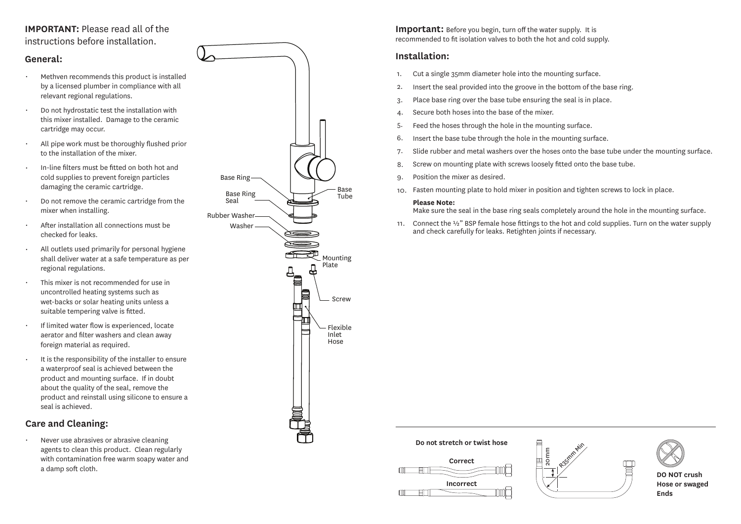**IMPORTANT:** Please read all of the instructions before installation.

## General:

- Methven recommends this product is installed by a licensed plumber in compliance with all relevant regional regulations.
- Do not hydrostatic test the installation with this mixer installed. Damage to the ceramic cartridge may occur.
- All pipe work must be thoroughly flushed prior to the installation of the mixer.
- In-line filters must be fitted on both hot and cold supplies to prevent foreign particles damaging the ceramic cartridge.
- Do not remove the ceramic cartridge from the mixer when installing.
- After installation all connections must be checked for leaks.
- All outlets used primarily for personal hygiene shall deliver water at a safe temperature as per regional regulations.
- This mixer is not recommended for use in uncontrolled heating systems such as wet-backs or solar heating units unless a suitable tempering valve is fitted.
- If limited water flow is experienced, locate aerator and filter washers and clean away foreign material as required.
- It is the responsibility of the installer to ensure a waterproof seal is achieved between the product and mounting surface. If in doubt about the quality of the seal, remove the product and reinstall using silicone to ensure a seal is achieved.

## Care and Cleaning:

- Never use abrasives or abrasive cleaning agents to clean this product. Clean regularly with contamination free warm soapy water and a damp soft cloth.

Base Ring
Base Ring Seal
Rubber Washer
Washer
Base Tube
Mounting Plate
Screw
Flexible Inlet Hose

**Important:** Before you begin, turn off the water supply. It is recommended to fit isolation valves to both the hot and cold supply.

## Installation:

1. Cut a single 35mm diameter hole into the mounting surface.
2. Insert the seal provided into the groove in the bottom of the base ring.
3. Place base ring over the base tube ensuring the seal is in place.
4. Secure both hoses into the base of the mixer.
5. Feed the hoses through the hole in the mounting surface.
6. Insert the base tube through the hole in the mounting surface.
7. Slide rubber and metal washers over the hoses onto the base tube under the mounting surface.
8. Screw on mounting plate with screws loosely fitted onto the base tube.
9. Position the mixer as desired.
10. Fasten mounting plate to hold mixer in position and tighten screws to lock in place.

    **Please Note:**
    Make sure the seal in the base ring seals completely around the hole in the mounting surface.
11. Connect the ½" BSP female hose fittings to the hot and cold supplies. Turn on the water supply and check carefully for leaks. Retighten joints if necessary.

**Do not stretch or twist hose**

**Correct**

**Incorrect**

20mm

R35mm Min

**DO NOT crush Hose or swaged Ends**